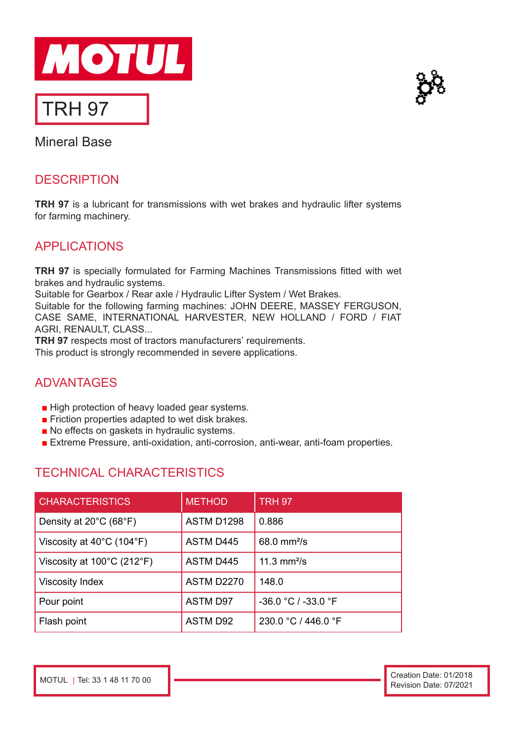# MOTUL

## TRH 97

Mineral Base

## DESCRIPTION

**TRH 97** is a lubricant for transmissions with wet brakes and hydraulic lifter systems for farming machinery.

## APPLICATIONS

**TRH 97** is specially formulated for Farming Machines Transmissions fitted with wet brakes and hydraulic systems.
Suitable for Gearbox / Rear axle / Hydraulic Lifter System / Wet Brakes.
Suitable for the following farming machines: JOHN DEERE, MASSEY FERGUSON, CASE SAME, INTERNATIONAL HARVESTER, NEW HOLLAND / FORD / FIAT AGRI, RENAULT, CLASS...
**TRH 97** respects most of tractors manufacturers' requirements.
This product is strongly recommended in severe applications.

## ADVANTAGES

- High protection of heavy loaded gear systems.
- Friction properties adapted to wet disk brakes.
- No effects on gaskets in hydraulic systems.
- Extreme Pressure, anti-oxidation, anti-corrosion, anti-wear, anti-foam properties.

## TECHNICAL CHARACTERISTICS

| CHARACTERISTICS | METHOD | TRH 97 |
|---|---|---|
| Density at 20°C (68°F) | ASTM D1298 | 0.886 |
| Viscosity at 40°C (104°F) | ASTM D445 | 68.0 mm²/s |
| Viscosity at 100°C (212°F) | ASTM D445 | 11.3 mm²/s |
| Viscosity Index | ASTM D2270 | 148.0 |
| Pour point | ASTM D97 | -36.0 °C / -33.0 °F |
| Flash point | ASTM D92 | 230.0 °C / 446.0 °F |

MOTUL | Tel: 33 1 48 11 70 00

Creation Date: 01/2018
Revision Date: 07/2021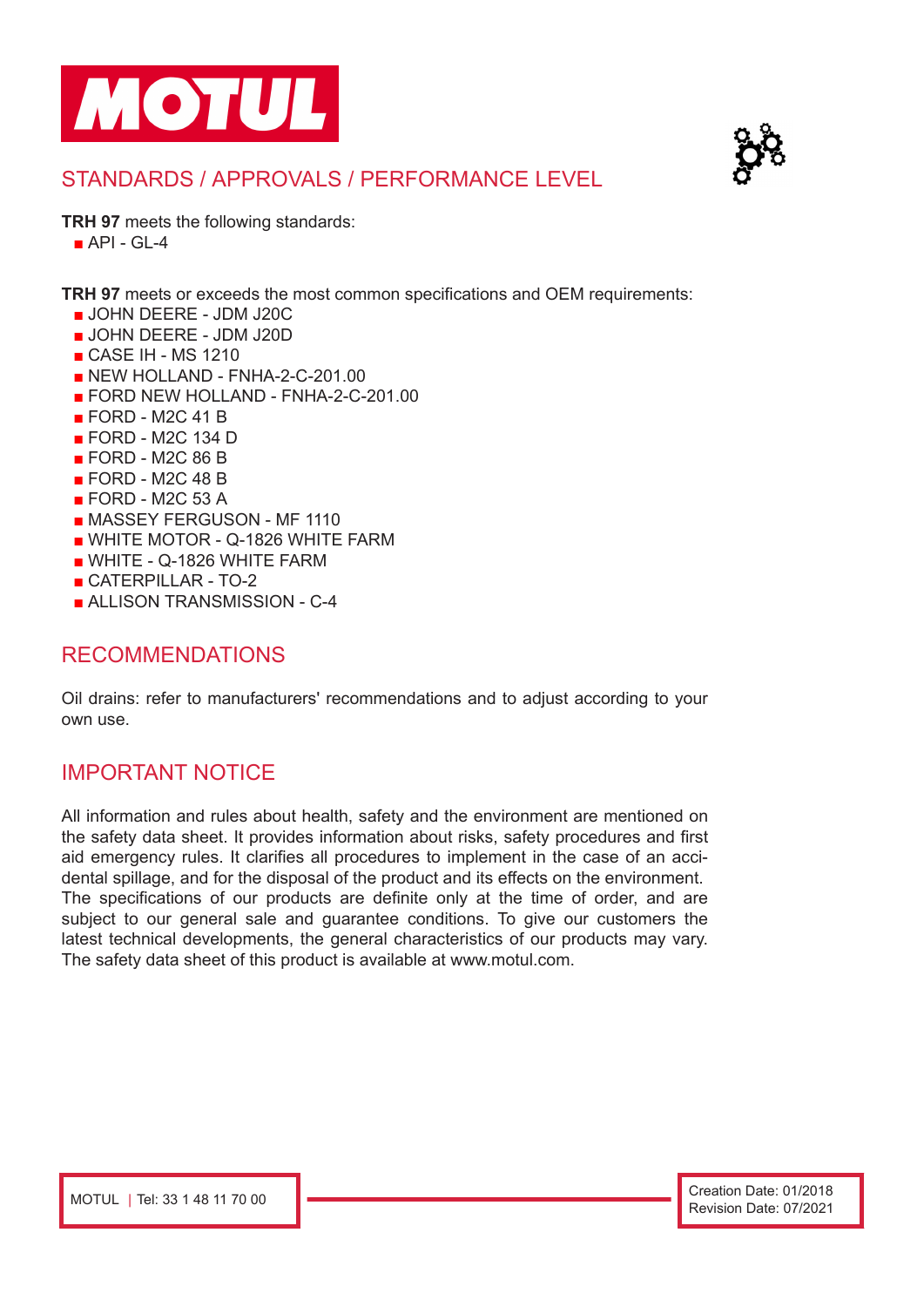## STANDARDS / APPROVALS / PERFORMANCE LEVEL

**TRH 97** meets the following standards:

- API - GL-4

**TRH 97** meets or exceeds the most common specifications and OEM requirements:

- JOHN DEERE - JDM J20C
- JOHN DEERE - JDM J20D
- CASE IH - MS 1210
- NEW HOLLAND - FNHA-2-C-201.00
- FORD NEW HOLLAND - FNHA-2-C-201.00
- FORD - M2C 41 B
- FORD - M2C 134 D
- FORD - M2C 86 B
- FORD - M2C 48 B
- FORD - M2C 53 A
- MASSEY FERGUSON - MF 1110
- WHITE MOTOR - Q-1826 WHITE FARM
- WHITE - Q-1826 WHITE FARM
- CATERPILLAR - TO-2
- ALLISON TRANSMISSION - C-4

## RECOMMENDATIONS

Oil drains: refer to manufacturers' recommendations and to adjust according to your own use.

## IMPORTANT NOTICE

All information and rules about health, safety and the environment are mentioned on the safety data sheet. It provides information about risks, safety procedures and first aid emergency rules. It clarifies all procedures to implement in the case of an accidental spillage, and for the disposal of the product and its effects on the environment.
The specifications of our products are definite only at the time of order, and are subject to our general sale and guarantee conditions. To give our customers the latest technical developments, the general characteristics of our products may vary. The safety data sheet of this product is available at www.motul.com.

MOTUL | Tel: 33 1 48 11 70 00

Creation Date: 01/2018
Revision Date: 07/2021